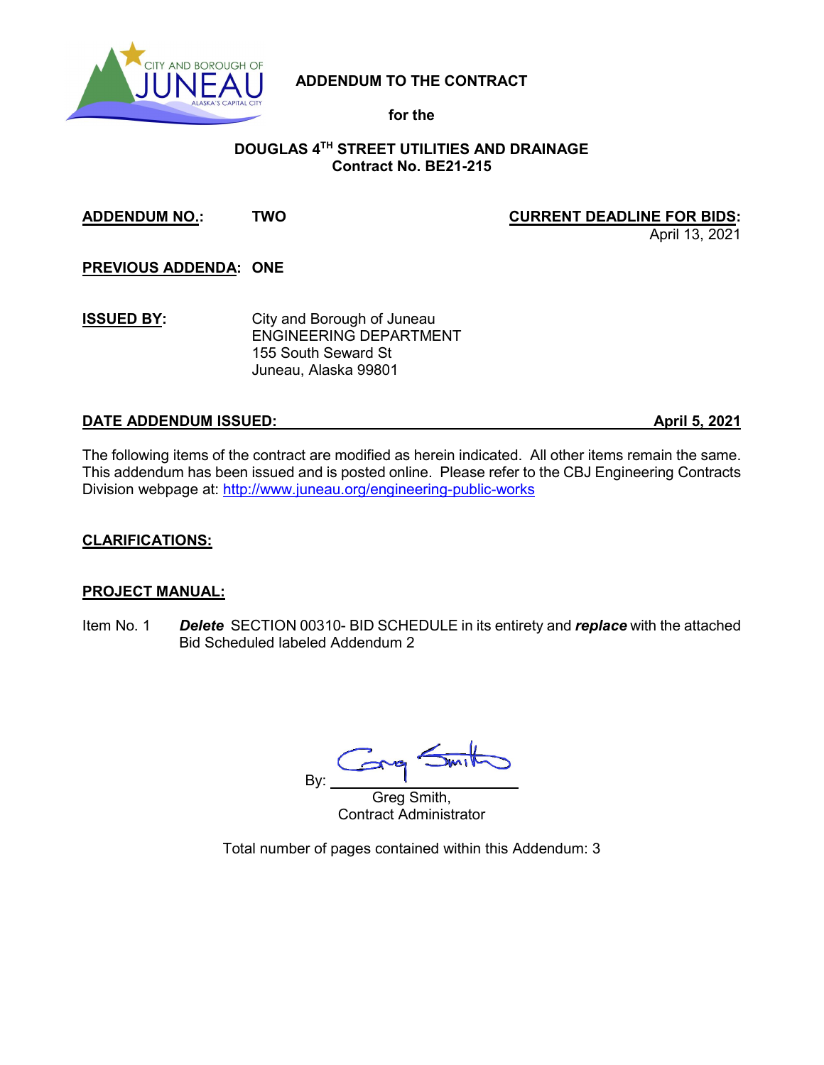CITY AND BOROUGH OF JUNEAU
ALASKA'S CAPITAL CITY

# ADDENDUM TO THE CONTRACT

**for the**

## DOUGLAS 4TH STREET UTILITIES AND DRAINAGE
**Contract No. BE21-215**

**ADDENDUM NO.:** **TWO**

**CURRENT DEADLINE FOR BIDS:** April 13, 2021

**PREVIOUS ADDENDA:** **ONE**

**ISSUED BY:**
City and Borough of Juneau
ENGINEERING DEPARTMENT
155 South Seward St
Juneau, Alaska 99801

**DATE ADDENDUM ISSUED:** **April 5, 2021**

The following items of the contract are modified as herein indicated. All other items remain the same. This addendum has been issued and is posted online. Please refer to the CBJ Engineering Contracts Division webpage at: http://www.juneau.org/engineering-public-works

**CLARIFICATIONS:**

**PROJECT MANUAL:**

Item No. 1 ***Delete*** SECTION 00310- BID SCHEDULE in its entirety and ***replace*** with the attached Bid Scheduled labeled Addendum 2

By: Greg Smith
Greg Smith,
Contract Administrator

Total number of pages contained within this Addendum: 3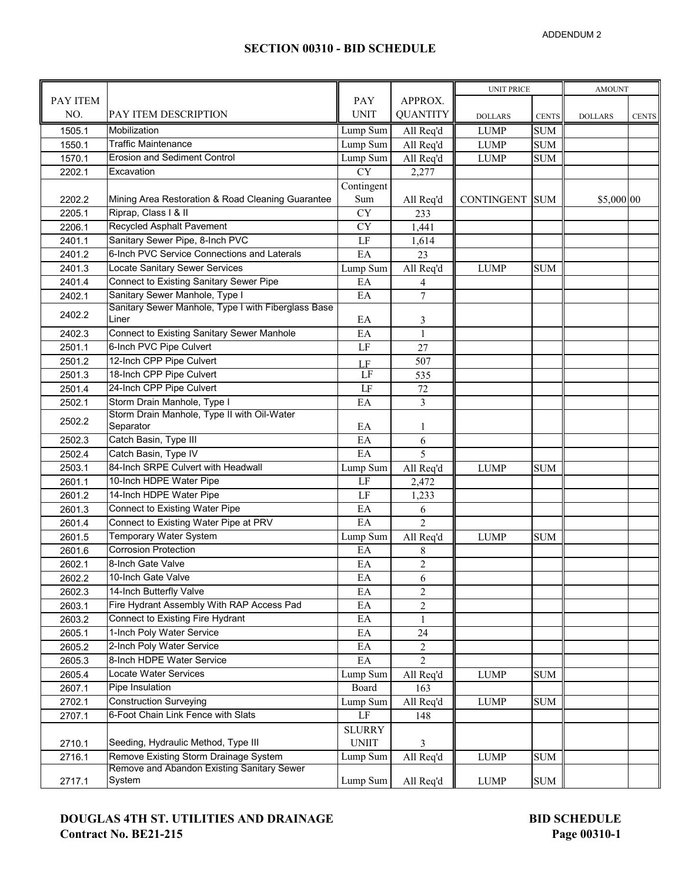ADDENDUM 2

# SECTION 00310 - BID SCHEDULE

| PAY ITEM NO. | PAY ITEM DESCRIPTION | PAY UNIT | APPROX. QUANTITY | UNIT PRICE DOLLARS | UNIT PRICE CENTS | AMOUNT DOLLARS | AMOUNT CENTS |
|---|---|---|---|---|---|---|---|
| 1505.1 | Mobilization | Lump Sum | All Req'd | LUMP | SUM | | |
| 1550.1 | Traffic Maintenance | Lump Sum | All Req'd | LUMP | SUM | | |
| 1570.1 | Erosion and Sediment Control | Lump Sum | All Req'd | LUMP | SUM | | |
| 2202.1 | Excavation | CY | 2,277 | | | | |
| 2202.2 | Mining Area Restoration & Road Cleaning Guarantee | Contingent Sum | All Req'd | CONTINGENT | SUM | $5,000 | 00 |
| 2205.1 | Riprap, Class I & II | CY | 233 | | | | |
| 2206.1 | Recycled Asphalt Pavement | CY | 1,441 | | | | |
| 2401.1 | Sanitary Sewer Pipe, 8-Inch PVC | LF | 1,614 | | | | |
| 2401.2 | 6-Inch PVC Service Connections and Laterals | EA | 23 | | | | |
| 2401.3 | Locate Sanitary Sewer Services | Lump Sum | All Req'd | LUMP | SUM | | |
| 2401.4 | Connect to Existing Sanitary Sewer Pipe | EA | 4 | | | | |
| 2402.1 | Sanitary Sewer Manhole, Type I | EA | 7 | | | | |
| 2402.2 | Sanitary Sewer Manhole, Type I with Fiberglass Base Liner | EA | 3 | | | | |
| 2402.3 | Connect to Existing Sanitary Sewer Manhole | EA | 1 | | | | |
| 2501.1 | 6-Inch PVC Pipe Culvert | LF | 27 | | | | |
| 2501.2 | 12-Inch CPP Pipe Culvert | LF | 507 | | | | |
| 2501.3 | 18-Inch CPP Pipe Culvert | LF | 535 | | | | |
| 2501.4 | 24-Inch CPP Pipe Culvert | LF | 72 | | | | |
| 2502.1 | Storm Drain Manhole, Type I | EA | 3 | | | | |
| 2502.2 | Storm Drain Manhole, Type II with Oil-Water Separator | EA | 1 | | | | |
| 2502.3 | Catch Basin, Type III | EA | 6 | | | | |
| 2502.4 | Catch Basin, Type IV | EA | 5 | | | | |
| 2503.1 | 84-Inch SRPE Culvert with Headwall | Lump Sum | All Req'd | LUMP | SUM | | |
| 2601.1 | 10-Inch HDPE Water Pipe | LF | 2,472 | | | | |
| 2601.2 | 14-Inch HDPE Water Pipe | LF | 1,233 | | | | |
| 2601.3 | Connect to Existing Water Pipe | EA | 6 | | | | |
| 2601.4 | Connect to Existing Water Pipe at PRV | EA | 2 | | | | |
| 2601.5 | Temporary Water System | Lump Sum | All Req'd | LUMP | SUM | | |
| 2601.6 | Corrosion Protection | EA | 8 | | | | |
| 2602.1 | 8-Inch Gate Valve | EA | 2 | | | | |
| 2602.2 | 10-Inch Gate Valve | EA | 6 | | | | |
| 2602.3 | 14-Inch Butterfly Valve | EA | 2 | | | | |
| 2603.1 | Fire Hydrant Assembly With RAP Access Pad | EA | 2 | | | | |
| 2603.2 | Connect to Existing Fire Hydrant | EA | 1 | | | | |
| 2605.1 | 1-Inch Poly Water Service | EA | 24 | | | | |
| 2605.2 | 2-Inch Poly Water Service | EA | 2 | | | | |
| 2605.3 | 8-Inch HDPE Water Service | EA | 2 | | | | |
| 2605.4 | Locate Water Services | Lump Sum | All Req'd | LUMP | SUM | | |
| 2607.1 | Pipe Insulation | Board | 163 | | | | |
| 2702.1 | Construction Surveying | Lump Sum | All Req'd | LUMP | SUM | | |
| 2707.1 | 6-Foot Chain Link Fence with Slats | LF | 148 | | | | |
| 2710.1 | Seeding, Hydraulic Method, Type III | SLURRY UNIIT | 3 | | | | |
| 2716.1 | Remove Existing Storm Drainage System | Lump Sum | All Req'd | LUMP | SUM | | |
| 2717.1 | Remove and Abandon Existing Sanitary Sewer System | Lump Sum | All Req'd | LUMP | SUM | | |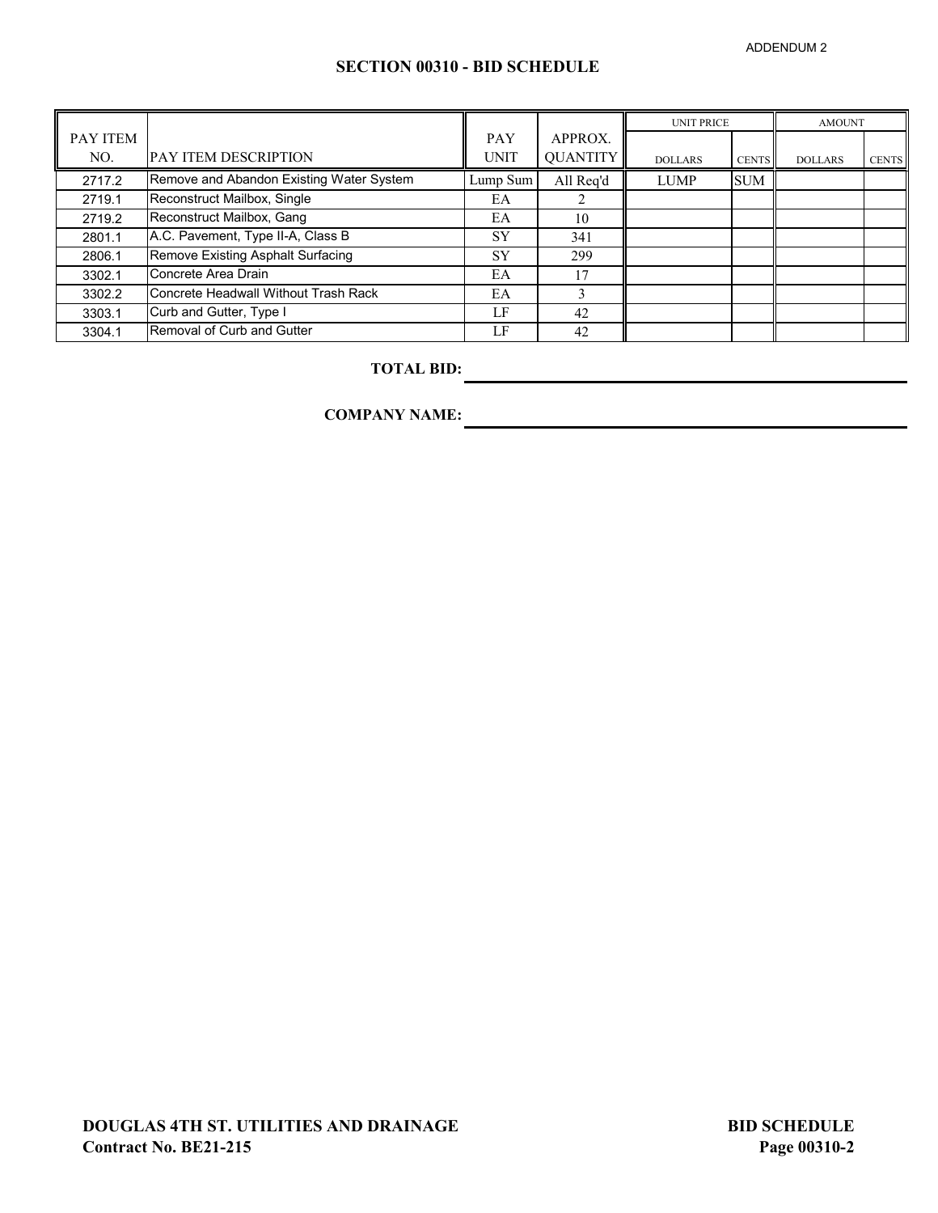ADDENDUM 2

## SECTION 00310 - BID SCHEDULE

| PAY ITEM NO. | PAY ITEM DESCRIPTION | PAY UNIT | APPROX. QUANTITY | UNIT PRICE | | AMOUNT | |
|---|---|---|---|---|---|---|---|
| | | | | DOLLARS | CENTS | DOLLARS | CENTS |
| 2717.2 | Remove and Abandon Existing Water System | Lump Sum | All Req'd | LUMP | SUM | | |
| 2719.1 | Reconstruct Mailbox, Single | EA | 2 | | | | |
| 2719.2 | Reconstruct Mailbox, Gang | EA | 10 | | | | |
| 2801.1 | A.C. Pavement, Type II-A, Class B | SY | 341 | | | | |
| 2806.1 | Remove Existing Asphalt Surfacing | SY | 299 | | | | |
| 3302.1 | Concrete Area Drain | EA | 17 | | | | |
| 3302.2 | Concrete Headwall Without Trash Rack | EA | 3 | | | | |
| 3303.1 | Curb and Gutter, Type I | LF | 42 | | | | |
| 3304.1 | Removal of Curb and Gutter | LF | 42 | | | | |

**TOTAL BID:** ______________________________

**COMPANY NAME:** ______________________________

**DOUGLAS 4TH ST. UTILITIES AND DRAINAGE**
**Contract No. BE21-215**

**BID SCHEDULE**